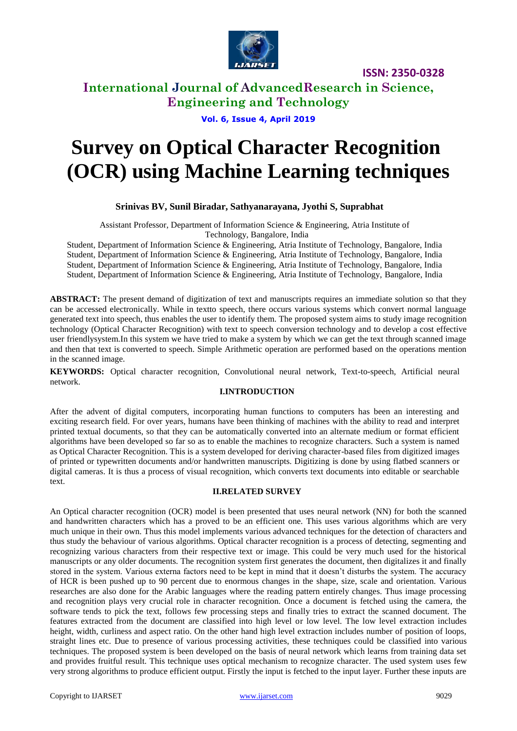# Survey on Optical Character Recognition (OCR) using Machine Learning techniques

**Srinivas BV, Sunil Biradar, Sathyanarayana, Jyothi S, Suprabhat**

Assistant Professor, Department of Information Science & Engineering, Atria Institute of Technology, Bangalore, India

Student, Department of Information Science & Engineering, Atria Institute of Technology, Bangalore, India

Student, Department of Information Science & Engineering, Atria Institute of Technology, Bangalore, India

Student, Department of Information Science & Engineering, Atria Institute of Technology, Bangalore, India

Student, Department of Information Science & Engineering, Atria Institute of Technology, Bangalore, India

**ABSTRACT:** The present demand of digitization of text and manuscripts requires an immediate solution so that they can be accessed electronically. While in textto speech, there occurs various systems which convert normal language generated text into speech, thus enables the user to identify them. The proposed system aims to study image recognition technology (Optical Character Recognition) with text to speech conversion technology and to develop a cost effective user friendlysystem.In this system we have tried to make a system by which we can get the text through scanned image and then that text is converted to speech. Simple Arithmetic operation are performed based on the operations mention in the scanned image.

**KEYWORDS:** Optical character recognition, Convolutional neural network, Text-to-speech, Artificial neural network.

## I.INTRODUCTION

After the advent of digital computers, incorporating human functions to computers has been an interesting and exciting research field. For over years, humans have been thinking of machines with the ability to read and interpret printed textual documents, so that they can be automatically converted into an alternate medium or format efficient algorithms have been developed so far so as to enable the machines to recognize characters. Such a system is named as Optical Character Recognition. This is a system developed for deriving character-based files from digitized images of printed or typewritten documents and/or handwritten manuscripts. Digitizing is done by using flatbed scanners or digital cameras. It is thus a process of visual recognition, which converts text documents into editable or searchable text.

## II.RELATED SURVEY

An Optical character recognition (OCR) model is been presented that uses neural network (NN) for both the scanned and handwritten characters which has a proved to be an efficient one. This uses various algorithms which are very much unique in their own. Thus this model implements various advanced techniques for the detection of characters and thus study the behaviour of various algorithms. Optical character recognition is a process of detecting, segmenting and recognizing various characters from their respective text or image. This could be very much used for the historical manuscripts or any older documents. The recognition system first generates the document, then digitalizes it and finally stored in the system. Various externa factors need to be kept in mind that it doesn't disturbs the system. The accuracy of HCR is been pushed up to 90 percent due to enormous changes in the shape, size, scale and orientation. Various researches are also done for the Arabic languages where the reading pattern entirely changes. Thus image processing and recognition plays very crucial role in character recognition. Once a document is fetched using the camera, the software tends to pick the text, follows few processing steps and finally tries to extract the scanned document. The features extracted from the document are classified into high level or low level. The low level extraction includes height, width, curliness and aspect ratio. On the other hand high level extraction includes number of position of loops, straight lines etc. Due to presence of various processing activities, these techniques could be classified into various techniques. The proposed system is been developed on the basis of neural network which learns from training data set and provides fruitful result. This technique uses optical mechanism to recognize character. The used system uses few very strong algorithms to produce efficient output. Firstly the input is fetched to the input layer. Further these inputs are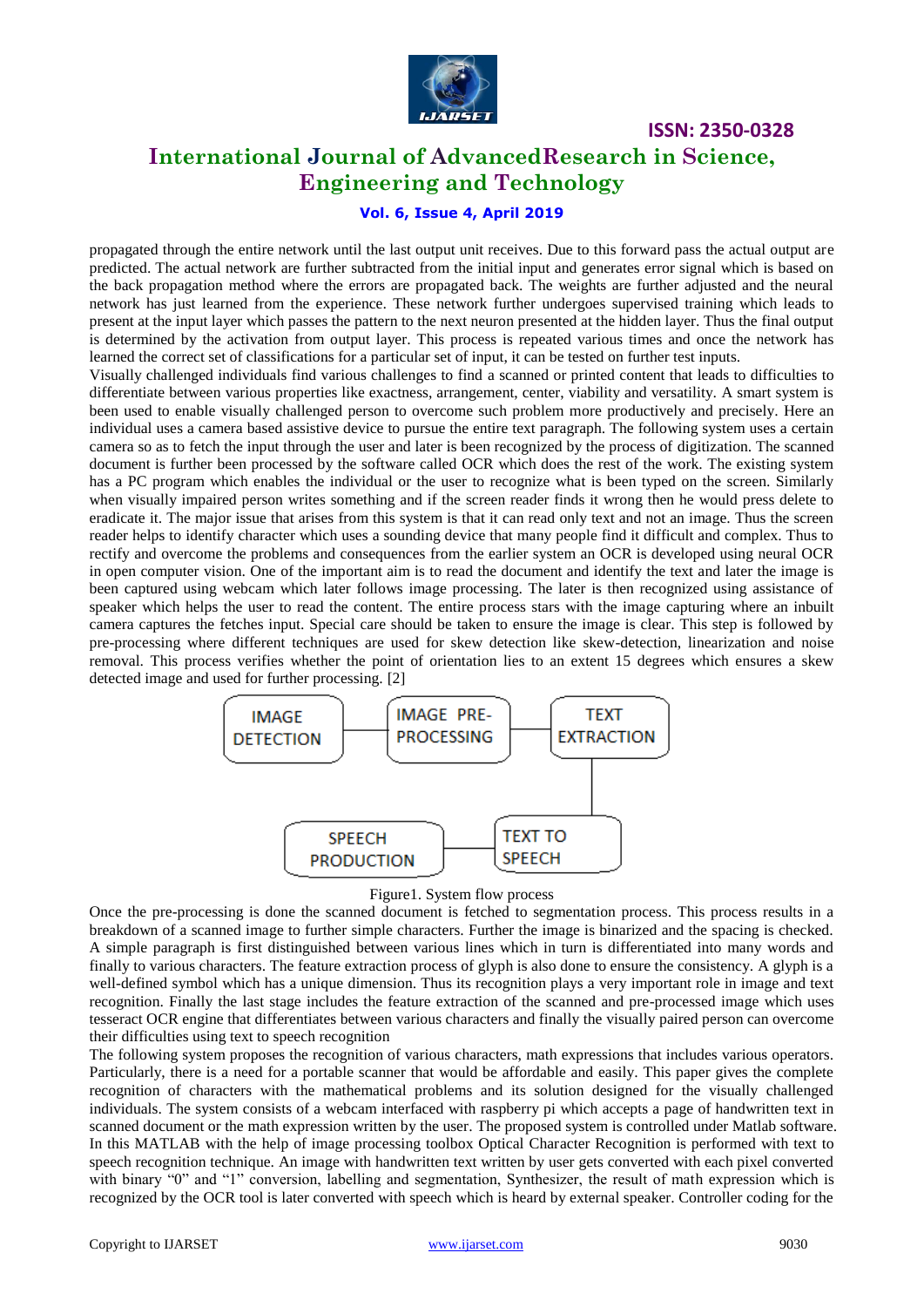propagated through the entire network until the last output unit receives. Due to this forward pass the actual output are predicted. The actual network are further subtracted from the initial input and generates error signal which is based on the back propagation method where the errors are propagated back. The weights are further adjusted and the neural network has just learned from the experience. These network further undergoes supervised training which leads to present at the input layer which passes the pattern to the next neuron presented at the hidden layer. Thus the final output is determined by the activation from output layer. This process is repeated various times and once the network has learned the correct set of classifications for a particular set of input, it can be tested on further test inputs.

Visually challenged individuals find various challenges to find a scanned or printed content that leads to difficulties to differentiate between various properties like exactness, arrangement, center, viability and versatility. A smart system is been used to enable visually challenged person to overcome such problem more productively and precisely. Here an individual uses a camera based assistive device to pursue the entire text paragraph. The following system uses a certain camera so as to fetch the input through the user and later is been recognized by the process of digitization. The scanned document is further been processed by the software called OCR which does the rest of the work. The existing system has a PC program which enables the individual or the user to recognize what is been typed on the screen. Similarly when visually impaired person writes something and if the screen reader finds it wrong then he would press delete to eradicate it. The major issue that arises from this system is that it can read only text and not an image. Thus the screen reader helps to identify character which uses a sounding device that many people find it difficult and complex. Thus to rectify and overcome the problems and consequences from the earlier system an OCR is developed using neural OCR in open computer vision. One of the important aim is to read the document and identify the text and later the image is been captured using webcam which later follows image processing. The later is then recognized using assistance of speaker which helps the user to read the content. The entire process stars with the image capturing where an inbuilt camera captures the fetches input. Special care should be taken to ensure the image is clear. This step is followed by pre-processing where different techniques are used for skew detection like skew-detection, linearization and noise removal. This process verifies whether the point of orientation lies to an extent 15 degrees which ensures a skew detected image and used for further processing. [2]

IMAGE DETECTION → IMAGE PRE-PROCESSING → TEXT EXTRACTION → TEXT TO SPEECH → SPEECH PRODUCTION

Figure1. System flow process

Once the pre-processing is done the scanned document is fetched to segmentation process. This process results in a breakdown of a scanned image to further simple characters. Further the image is binarized and the spacing is checked. A simple paragraph is first distinguished between various lines which in turn is differentiated into many words and finally to various characters. The feature extraction process of glyph is also done to ensure the consistency. A glyph is a well-defined symbol which has a unique dimension. Thus its recognition plays a very important role in image and text recognition. Finally the last stage includes the feature extraction of the scanned and pre-processed image which uses tesseract OCR engine that differentiates between various characters and finally the visually paired person can overcome their difficulties using text to speech recognition

The following system proposes the recognition of various characters, math expressions that includes various operators. Particularly, there is a need for a portable scanner that would be affordable and easily. This paper gives the complete recognition of characters with the mathematical problems and its solution designed for the visually challenged individuals. The system consists of a webcam interfaced with raspberry pi which accepts a page of handwritten text in scanned document or the math expression written by the user. The proposed system is controlled under Matlab software. In this MATLAB with the help of image processing toolbox Optical Character Recognition is performed with text to speech recognition technique. An image with handwritten text written by user gets converted with each pixel converted with binary "0" and "1" conversion, labelling and segmentation, Synthesizer, the result of math expression which is recognized by the OCR tool is later converted with speech which is heard by external speaker. Controller coding for the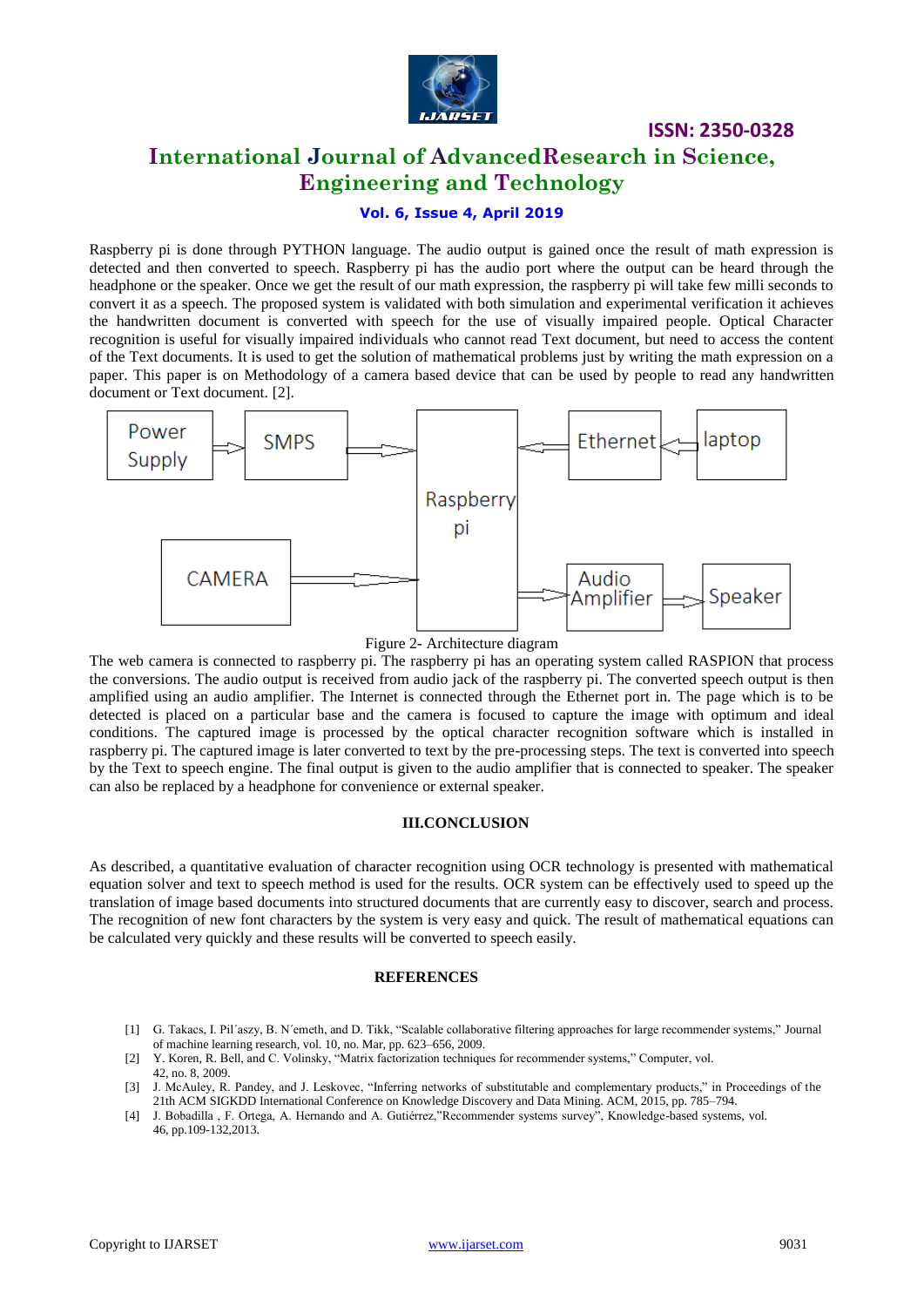Raspberry pi is done through PYTHON language. The audio output is gained once the result of math expression is detected and then converted to speech. Raspberry pi has the audio port where the output can be heard through the headphone or the speaker. Once we get the result of our math expression, the raspberry pi will take few milli seconds to convert it as a speech. The proposed system is validated with both simulation and experimental verification it achieves the handwritten document is converted with speech for the use of visually impaired people. Optical Character recognition is useful for visually impaired individuals who cannot read Text document, but need to access the content of the Text documents. It is used to get the solution of mathematical problems just by writing the math expression on a paper. This paper is on Methodology of a camera based device that can be used by people to read any handwritten document or Text document. [2].

Power Supply

SMPS

Raspberry pi

Ethernet

laptop

CAMERA

Audio Amplifier

Speaker

Figure 2- Architecture diagram

The web camera is connected to raspberry pi. The raspberry pi has an operating system called RASPION that process the conversions. The audio output is received from audio jack of the raspberry pi. The converted speech output is then amplified using an audio amplifier. The Internet is connected through the Ethernet port in. The page which is to be detected is placed on a particular base and the camera is focused to capture the image with optimum and ideal conditions. The captured image is processed by the optical character recognition software which is installed in raspberry pi. The captured image is later converted to text by the pre-processing steps. The text is converted into speech by the Text to speech engine. The final output is given to the audio amplifier that is connected to speaker. The speaker can also be replaced by a headphone for convenience or external speaker.

## III.CONCLUSION

As described, a quantitative evaluation of character recognition using OCR technology is presented with mathematical equation solver and text to speech method is used for the results. OCR system can be effectively used to speed up the translation of image based documents into structured documents that are currently easy to discover, search and process. The recognition of new font characters by the system is very easy and quick. The result of mathematical equations can be calculated very quickly and these results will be converted to speech easily.

## REFERENCES

[1] G. Takacs, I. Pil´aszy, B. N´emeth, and D. Tikk, "Scalable collaborative filtering approaches for large recommender systems," Journal of machine learning research, vol. 10, no. Mar, pp. 623–656, 2009.

[2] Y. Koren, R. Bell, and C. Volinsky, "Matrix factorization techniques for recommender systems," Computer, vol. 42, no. 8, 2009.

[3] J. McAuley, R. Pandey, and J. Leskovec, "Inferring networks of substitutable and complementary products," in Proceedings of the 21th ACM SIGKDD International Conference on Knowledge Discovery and Data Mining. ACM, 2015, pp. 785–794.

[4] J. Bobadilla , F. Ortega, A. Hernando and A. Gutiérrez,"Recommender systems survey", Knowledge-based systems, vol. 46, pp.109-132,2013.